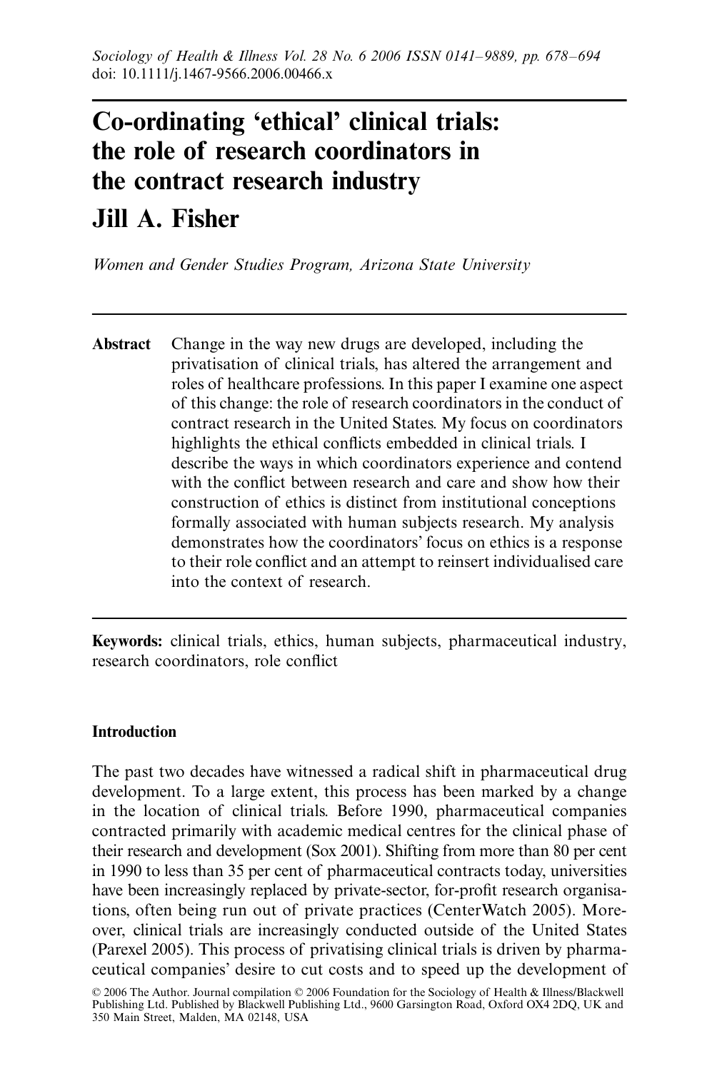# Co-ordinating 'ethical' clinical trials: the role of research coordinators in the contract research industry

## Jill A. Fisher

*Women and Gender Studies Program, Arizona State University*

**Abstract** Change in the way new drugs are developed, including the privatisation of clinical trials, has altered the arrangement and roles of healthcare professions. In this paper I examine one aspect of this change: the role of research coordinators in the conduct of contract research in the United States. My focus on coordinators highlights the ethical conflicts embedded in clinical trials. I describe the ways in which coordinators experience and contend with the conflict between research and care and show how their construction of ethics is distinct from institutional conceptions formally associated with human subjects research. My analysis demonstrates how the coordinators' focus on ethics is a response to their role conflict and an attempt to reinsert individualised care into the context of research.

**Keywords:** clinical trials, ethics, human subjects, pharmaceutical industry, research coordinators, role conflict

### Introduction

The past two decades have witnessed a radical shift in pharmaceutical drug development. To a large extent, this process has been marked by a change in the location of clinical trials. Before 1990, pharmaceutical companies contracted primarily with academic medical centres for the clinical phase of their research and development (Sox 2001). Shifting from more than 80 per cent in 1990 to less than 35 per cent of pharmaceutical contracts today, universities have been increasingly replaced by private-sector, for-profit research organisations, often being run out of private practices (CenterWatch 2005). Moreover, clinical trials are increasingly conducted outside of the United States (Parexel 2005). This process of privatising clinical trials is driven by pharmaceutical companies' desire to cut costs and to speed up the development of

© 2006 The Author. Journal compilation © 2006 Foundation for the Sociology of Health & Illness/Blackwell Publishing Ltd. Published by Blackwell Publishing Ltd., 9600 Garsington Road, Oxford OX4 2DQ, UK and 350 Main Street, Malden, MA 02148, USA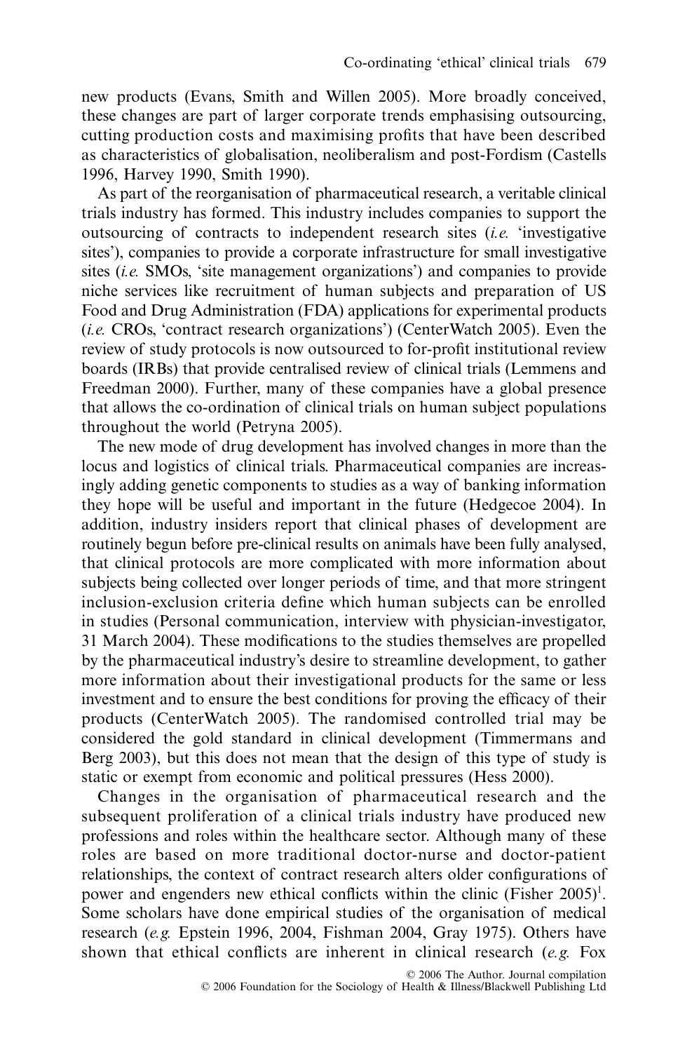new products (Evans, Smith and Willen 2005). More broadly conceived, these changes are part of larger corporate trends emphasising outsourcing, cutting production costs and maximising profits that have been described as characteristics of globalisation, neoliberalism and post-Fordism (Castells 1996, Harvey 1990, Smith 1990).

As part of the reorganisation of pharmaceutical research, a veritable clinical trials industry has formed. This industry includes companies to support the outsourcing of contracts to independent research sites (*i.e.* 'investigative sites'), companies to provide a corporate infrastructure for small investigative sites (*i.e.* SMOs, 'site management organizations') and companies to provide niche services like recruitment of human subjects and preparation of US Food and Drug Administration (FDA) applications for experimental products (*i.e.* CROs, 'contract research organizations') (CenterWatch 2005). Even the review of study protocols is now outsourced to for-profit institutional review boards (IRBs) that provide centralised review of clinical trials (Lemmens and Freedman 2000). Further, many of these companies have a global presence that allows the co-ordination of clinical trials on human subject populations throughout the world (Petryna 2005).

The new mode of drug development has involved changes in more than the locus and logistics of clinical trials. Pharmaceutical companies are increasingly adding genetic components to studies as a way of banking information they hope will be useful and important in the future (Hedgecoe 2004). In addition, industry insiders report that clinical phases of development are routinely begun before pre-clinical results on animals have been fully analysed, that clinical protocols are more complicated with more information about subjects being collected over longer periods of time, and that more stringent inclusion-exclusion criteria define which human subjects can be enrolled in studies (Personal communication, interview with physician-investigator, 31 March 2004). These modifications to the studies themselves are propelled by the pharmaceutical industry's desire to streamline development, to gather more information about their investigational products for the same or less investment and to ensure the best conditions for proving the efficacy of their products (CenterWatch 2005). The randomised controlled trial may be considered the gold standard in clinical development (Timmermans and Berg 2003), but this does not mean that the design of this type of study is static or exempt from economic and political pressures (Hess 2000).

Changes in the organisation of pharmaceutical research and the subsequent proliferation of a clinical trials industry have produced new professions and roles within the healthcare sector. Although many of these roles are based on more traditional doctor-nurse and doctor-patient relationships, the context of contract research alters older configurations of power and engenders new ethical conflicts within the clinic (Fisher 2005)[1]. Some scholars have done empirical studies of the organisation of medical research (*e.g.* Epstein 1996, 2004, Fishman 2004, Gray 1975). Others have shown that ethical conflicts are inherent in clinical research (*e.g.* Fox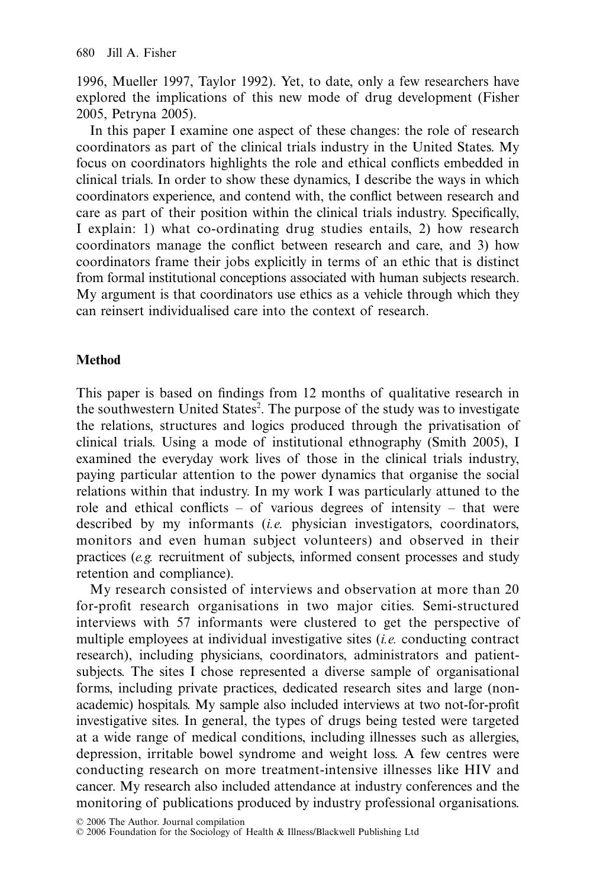1996, Mueller 1997, Taylor 1992). Yet, to date, only a few researchers have explored the implications of this new mode of drug development (Fisher 2005, Petryna 2005).

In this paper I examine one aspect of these changes: the role of research coordinators as part of the clinical trials industry in the United States. My focus on coordinators highlights the role and ethical conflicts embedded in clinical trials. In order to show these dynamics, I describe the ways in which coordinators experience, and contend with, the conflict between research and care as part of their position within the clinical trials industry. Specifically, I explain: 1) what co-ordinating drug studies entails, 2) how research coordinators manage the conflict between research and care, and 3) how coordinators frame their jobs explicitly in terms of an ethic that is distinct from formal institutional conceptions associated with human subjects research. My argument is that coordinators use ethics as a vehicle through which they can reinsert individualised care into the context of research.

## Method

This paper is based on findings from 12 months of qualitative research in the southwestern United States[2]. The purpose of the study was to investigate the relations, structures and logics produced through the privatisation of clinical trials. Using a mode of institutional ethnography (Smith 2005), I examined the everyday work lives of those in the clinical trials industry, paying particular attention to the power dynamics that organise the social relations within that industry. In my work I was particularly attuned to the role and ethical conflicts – of various degrees of intensity – that were described by my informants (*i.e.* physician investigators, coordinators, monitors and even human subject volunteers) and observed in their practices (*e.g.* recruitment of subjects, informed consent processes and study retention and compliance).

My research consisted of interviews and observation at more than 20 for-profit research organisations in two major cities. Semi-structured interviews with 57 informants were clustered to get the perspective of multiple employees at individual investigative sites (*i.e.* conducting contract research), including physicians, coordinators, administrators and patient-subjects. The sites I chose represented a diverse sample of organisational forms, including private practices, dedicated research sites and large (non-academic) hospitals. My sample also included interviews at two not-for-profit investigative sites. In general, the types of drugs being tested were targeted at a wide range of medical conditions, including illnesses such as allergies, depression, irritable bowel syndrome and weight loss. A few centres were conducting research on more treatment-intensive illnesses like HIV and cancer. My research also included attendance at industry conferences and the monitoring of publications produced by industry professional organisations.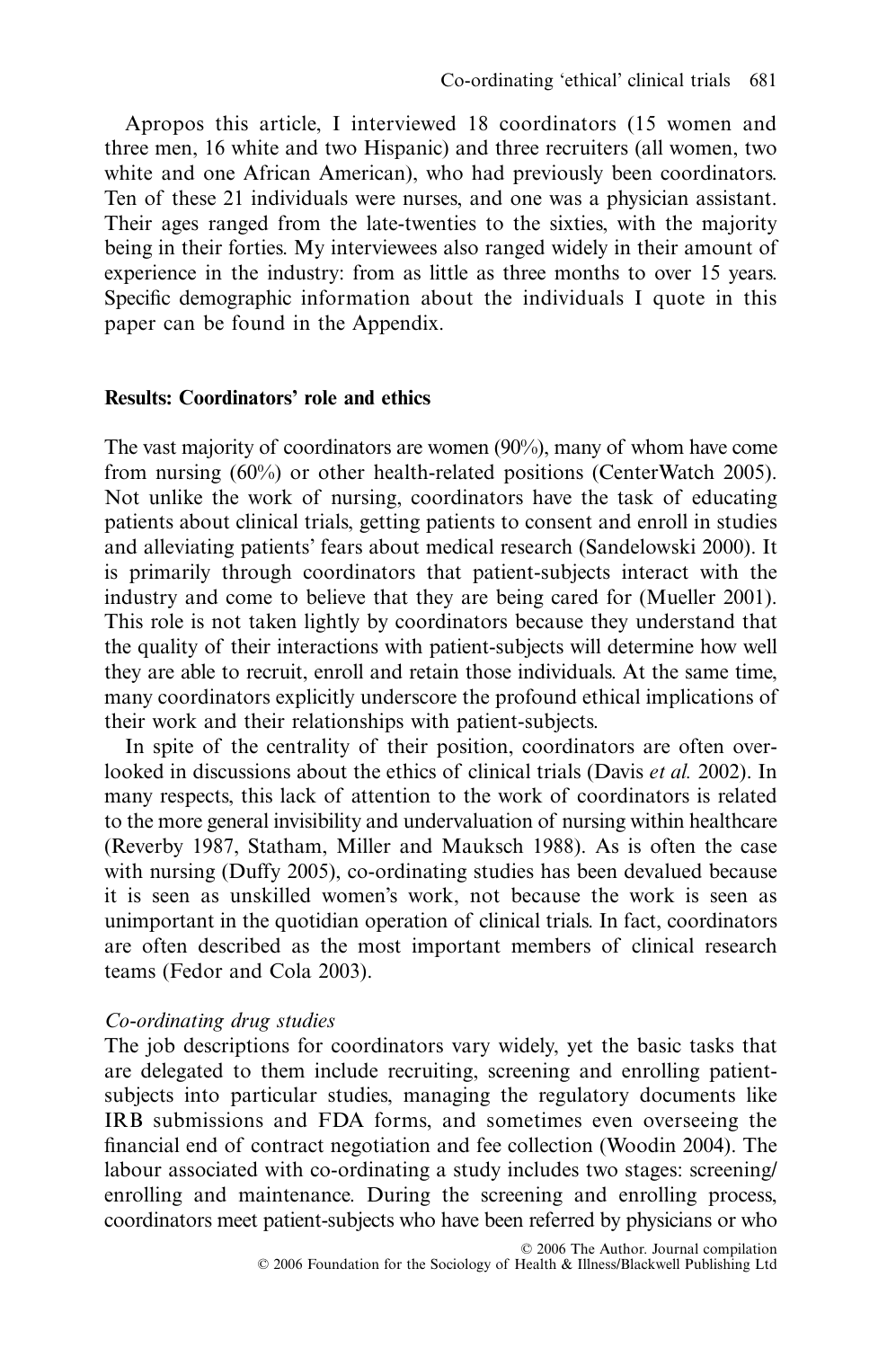Apropos this article, I interviewed 18 coordinators (15 women and three men, 16 white and two Hispanic) and three recruiters (all women, two white and one African American), who had previously been coordinators. Ten of these 21 individuals were nurses, and one was a physician assistant. Their ages ranged from the late-twenties to the sixties, with the majority being in their forties. My interviewees also ranged widely in their amount of experience in the industry: from as little as three months to over 15 years. Specific demographic information about the individuals I quote in this paper can be found in the Appendix.

## Results: Coordinators' role and ethics

The vast majority of coordinators are women (90%), many of whom have come from nursing (60%) or other health-related positions (CenterWatch 2005). Not unlike the work of nursing, coordinators have the task of educating patients about clinical trials, getting patients to consent and enroll in studies and alleviating patients' fears about medical research (Sandelowski 2000). It is primarily through coordinators that patient-subjects interact with the industry and come to believe that they are being cared for (Mueller 2001). This role is not taken lightly by coordinators because they understand that the quality of their interactions with patient-subjects will determine how well they are able to recruit, enroll and retain those individuals. At the same time, many coordinators explicitly underscore the profound ethical implications of their work and their relationships with patient-subjects.

In spite of the centrality of their position, coordinators are often overlooked in discussions about the ethics of clinical trials (Davis *et al.* 2002). In many respects, this lack of attention to the work of coordinators is related to the more general invisibility and undervaluation of nursing within healthcare (Reverby 1987, Statham, Miller and Mauksch 1988). As is often the case with nursing (Duffy 2005), co-ordinating studies has been devalued because it is seen as unskilled women's work, not because the work is seen as unimportant in the quotidian operation of clinical trials. In fact, coordinators are often described as the most important members of clinical research teams (Fedor and Cola 2003).

### *Co-ordinating drug studies*

The job descriptions for coordinators vary widely, yet the basic tasks that are delegated to them include recruiting, screening and enrolling patient-subjects into particular studies, managing the regulatory documents like IRB submissions and FDA forms, and sometimes even overseeing the financial end of contract negotiation and fee collection (Woodin 2004). The labour associated with co-ordinating a study includes two stages: screening/enrolling and maintenance. During the screening and enrolling process, coordinators meet patient-subjects who have been referred by physicians or who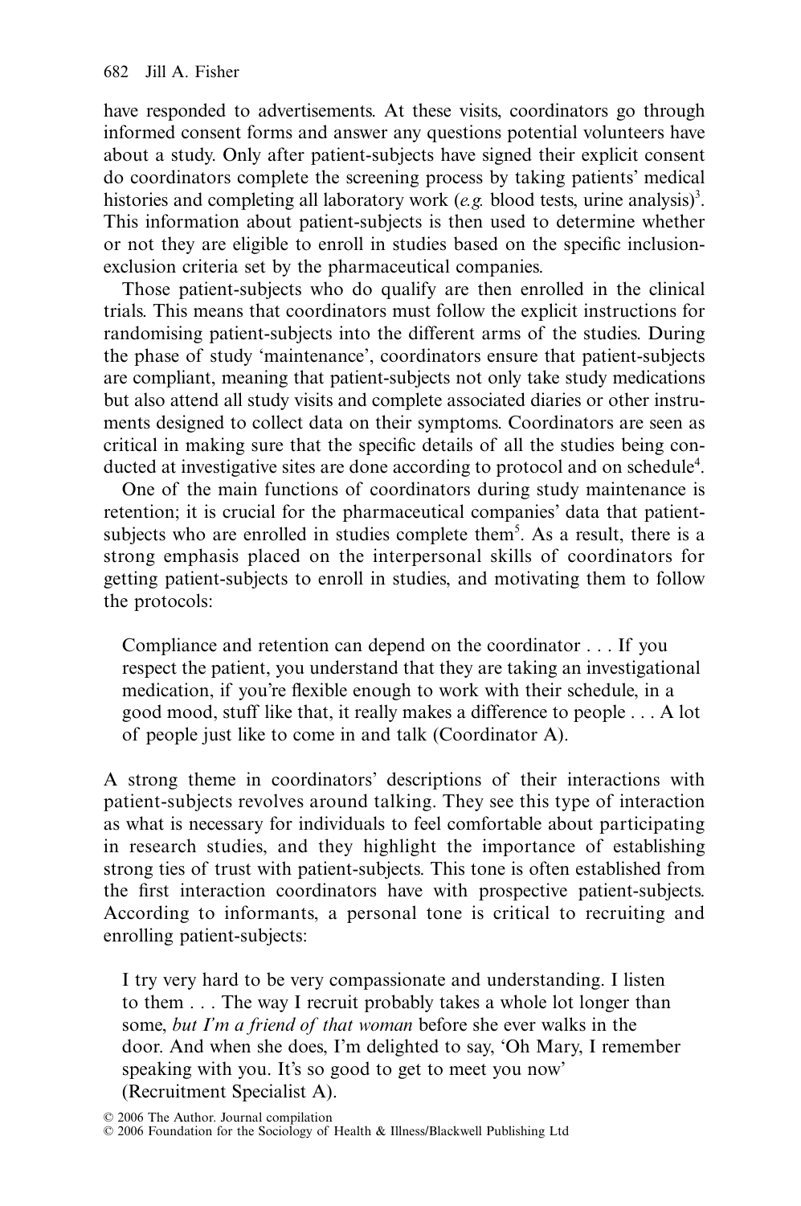have responded to advertisements. At these visits, coordinators go through informed consent forms and answer any questions potential volunteers have about a study. Only after patient-subjects have signed their explicit consent do coordinators complete the screening process by taking patients' medical histories and completing all laboratory work (*e.g.* blood tests, urine analysis)[3]. This information about patient-subjects is then used to determine whether or not they are eligible to enroll in studies based on the specific inclusion-exclusion criteria set by the pharmaceutical companies.

Those patient-subjects who do qualify are then enrolled in the clinical trials. This means that coordinators must follow the explicit instructions for randomising patient-subjects into the different arms of the studies. During the phase of study 'maintenance', coordinators ensure that patient-subjects are compliant, meaning that patient-subjects not only take study medications but also attend all study visits and complete associated diaries or other instruments designed to collect data on their symptoms. Coordinators are seen as critical in making sure that the specific details of all the studies being conducted at investigative sites are done according to protocol and on schedule[4].

One of the main functions of coordinators during study maintenance is retention; it is crucial for the pharmaceutical companies' data that patient-subjects who are enrolled in studies complete them[5]. As a result, there is a strong emphasis placed on the interpersonal skills of coordinators for getting patient-subjects to enroll in studies, and motivating them to follow the protocols:

> Compliance and retention can depend on the coordinator . . . If you respect the patient, you understand that they are taking an investigational medication, if you're flexible enough to work with their schedule, in a good mood, stuff like that, it really makes a difference to people . . . A lot of people just like to come in and talk (Coordinator A).

A strong theme in coordinators' descriptions of their interactions with patient-subjects revolves around talking. They see this type of interaction as what is necessary for individuals to feel comfortable about participating in research studies, and they highlight the importance of establishing strong ties of trust with patient-subjects. This tone is often established from the first interaction coordinators have with prospective patient-subjects. According to informants, a personal tone is critical to recruiting and enrolling patient-subjects:

> I try very hard to be very compassionate and understanding. I listen to them . . . The way I recruit probably takes a whole lot longer than some, *but I'm a friend of that woman* before she ever walks in the door. And when she does, I'm delighted to say, 'Oh Mary, I remember speaking with you. It's so good to get to meet you now' (Recruitment Specialist A).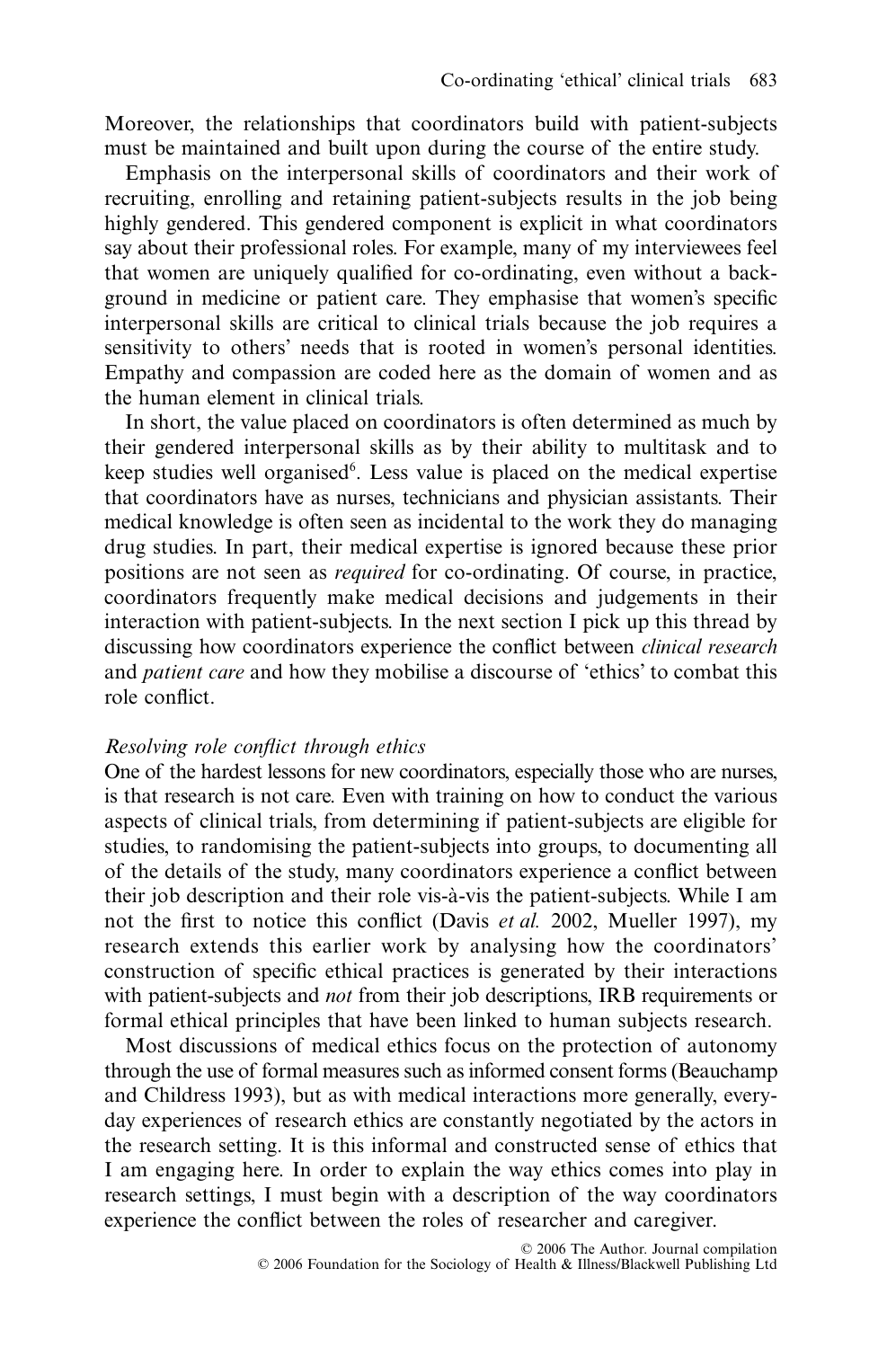Moreover, the relationships that coordinators build with patient-subjects must be maintained and built upon during the course of the entire study.

Emphasis on the interpersonal skills of coordinators and their work of recruiting, enrolling and retaining patient-subjects results in the job being highly gendered. This gendered component is explicit in what coordinators say about their professional roles. For example, many of my interviewees feel that women are uniquely qualified for co-ordinating, even without a background in medicine or patient care. They emphasise that women's specific interpersonal skills are critical to clinical trials because the job requires a sensitivity to others' needs that is rooted in women's personal identities. Empathy and compassion are coded here as the domain of women and as the human element in clinical trials.

In short, the value placed on coordinators is often determined as much by their gendered interpersonal skills as by their ability to multitask and to keep studies well organised[6]. Less value is placed on the medical expertise that coordinators have as nurses, technicians and physician assistants. Their medical knowledge is often seen as incidental to the work they do managing drug studies. In part, their medical expertise is ignored because these prior positions are not seen as *required* for co-ordinating. Of course, in practice, coordinators frequently make medical decisions and judgements in their interaction with patient-subjects. In the next section I pick up this thread by discussing how coordinators experience the conflict between *clinical research* and *patient care* and how they mobilise a discourse of 'ethics' to combat this role conflict.

### *Resolving role conflict through ethics*

One of the hardest lessons for new coordinators, especially those who are nurses, is that research is not care. Even with training on how to conduct the various aspects of clinical trials, from determining if patient-subjects are eligible for studies, to randomising the patient-subjects into groups, to documenting all of the details of the study, many coordinators experience a conflict between their job description and their role vis-à-vis the patient-subjects. While I am not the first to notice this conflict (Davis *et al.* 2002, Mueller 1997), my research extends this earlier work by analysing how the coordinators' construction of specific ethical practices is generated by their interactions with patient-subjects and *not* from their job descriptions, IRB requirements or formal ethical principles that have been linked to human subjects research.

Most discussions of medical ethics focus on the protection of autonomy through the use of formal measures such as informed consent forms (Beauchamp and Childress 1993), but as with medical interactions more generally, everyday experiences of research ethics are constantly negotiated by the actors in the research setting. It is this informal and constructed sense of ethics that I am engaging here. In order to explain the way ethics comes into play in research settings, I must begin with a description of the way coordinators experience the conflict between the roles of researcher and caregiver.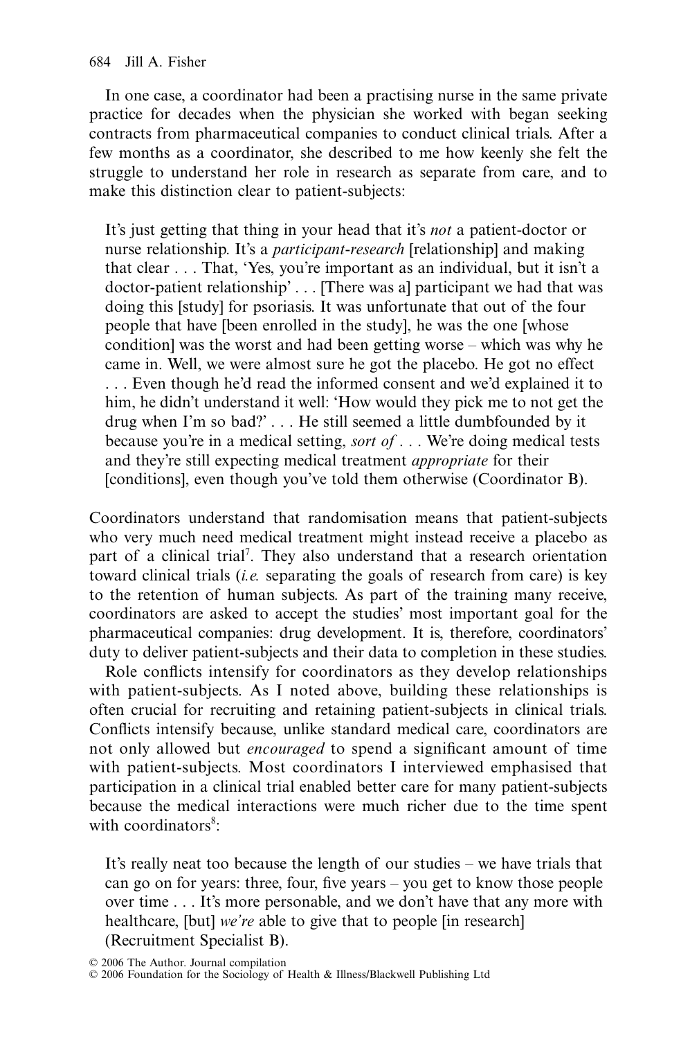In one case, a coordinator had been a practising nurse in the same private practice for decades when the physician she worked with began seeking contracts from pharmaceutical companies to conduct clinical trials. After a few months as a coordinator, she described to me how keenly she felt the struggle to understand her role in research as separate from care, and to make this distinction clear to patient-subjects:

> It's just getting that thing in your head that it's *not* a patient-doctor or nurse relationship. It's a *participant-research* [relationship] and making that clear . . . That, 'Yes, you're important as an individual, but it isn't a doctor-patient relationship' . . . [There was a] participant we had that was doing this [study] for psoriasis. It was unfortunate that out of the four people that have [been enrolled in the study], he was the one [whose condition] was the worst and had been getting worse – which was why he came in. Well, we were almost sure he got the placebo. He got no effect . . . Even though he'd read the informed consent and we'd explained it to him, he didn't understand it well: 'How would they pick me to not get the drug when I'm so bad?' . . . He still seemed a little dumbfounded by it because you're in a medical setting, *sort of* . . . We're doing medical tests and they're still expecting medical treatment *appropriate* for their [conditions], even though you've told them otherwise (Coordinator B).

Coordinators understand that randomisation means that patient-subjects who very much need medical treatment might instead receive a placebo as part of a clinical trial[7]. They also understand that a research orientation toward clinical trials (*i.e.* separating the goals of research from care) is key to the retention of human subjects. As part of the training many receive, coordinators are asked to accept the studies' most important goal for the pharmaceutical companies: drug development. It is, therefore, coordinators' duty to deliver patient-subjects and their data to completion in these studies.

Role conflicts intensify for coordinators as they develop relationships with patient-subjects. As I noted above, building these relationships is often crucial for recruiting and retaining patient-subjects in clinical trials. Conflicts intensify because, unlike standard medical care, coordinators are not only allowed but *encouraged* to spend a significant amount of time with patient-subjects. Most coordinators I interviewed emphasised that participation in a clinical trial enabled better care for many patient-subjects because the medical interactions were much richer due to the time spent with coordinators[8]:

> It's really neat too because the length of our studies – we have trials that can go on for years: three, four, five years – you get to know those people over time . . . It's more personable, and we don't have that any more with healthcare, [but] *we're* able to give that to people [in research] (Recruitment Specialist B).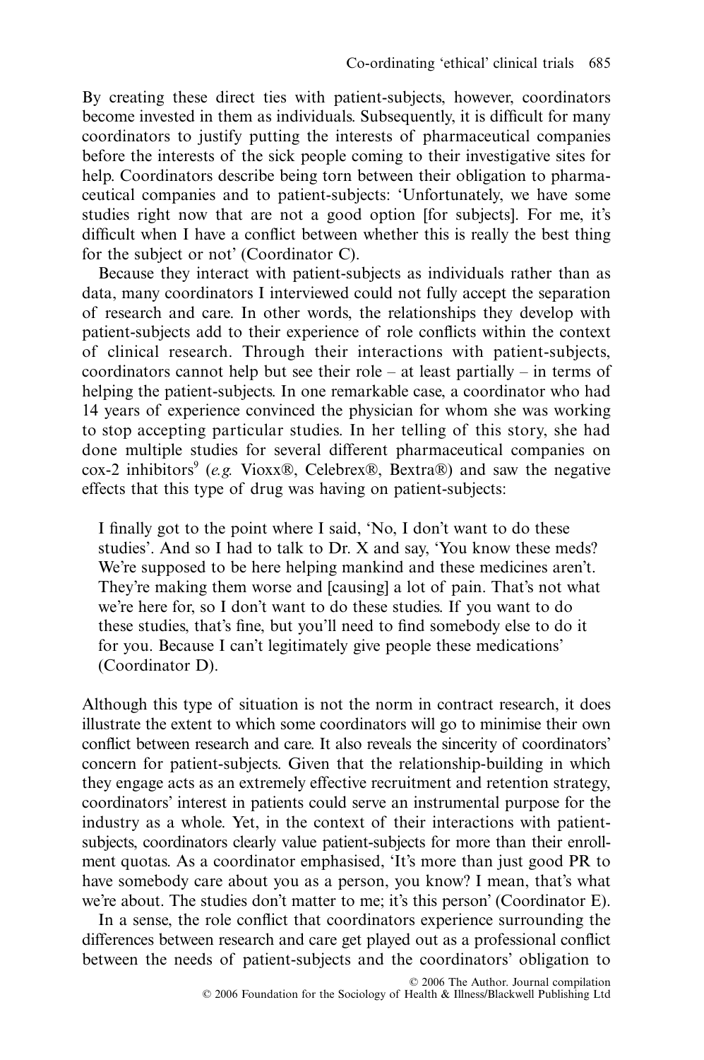By creating these direct ties with patient-subjects, however, coordinators become invested in them as individuals. Subsequently, it is difficult for many coordinators to justify putting the interests of pharmaceutical companies before the interests of the sick people coming to their investigative sites for help. Coordinators describe being torn between their obligation to pharmaceutical companies and to patient-subjects: 'Unfortunately, we have some studies right now that are not a good option [for subjects]. For me, it's difficult when I have a conflict between whether this is really the best thing for the subject or not' (Coordinator C).

Because they interact with patient-subjects as individuals rather than as data, many coordinators I interviewed could not fully accept the separation of research and care. In other words, the relationships they develop with patient-subjects add to their experience of role conflicts within the context of clinical research. Through their interactions with patient-subjects, coordinators cannot help but see their role – at least partially – in terms of helping the patient-subjects. In one remarkable case, a coordinator who had 14 years of experience convinced the physician for whom she was working to stop accepting particular studies. In her telling of this story, she had done multiple studies for several different pharmaceutical companies on cox-2 inhibitors[9] (*e.g.* Vioxx®, Celebrex®, Bextra®) and saw the negative effects that this type of drug was having on patient-subjects:

> I finally got to the point where I said, 'No, I don't want to do these studies'. And so I had to talk to Dr. X and say, 'You know these meds? We're supposed to be here helping mankind and these medicines aren't. They're making them worse and [causing] a lot of pain. That's not what we're here for, so I don't want to do these studies. If you want to do these studies, that's fine, but you'll need to find somebody else to do it for you. Because I can't legitimately give people these medications' (Coordinator D).

Although this type of situation is not the norm in contract research, it does illustrate the extent to which some coordinators will go to minimise their own conflict between research and care. It also reveals the sincerity of coordinators' concern for patient-subjects. Given that the relationship-building in which they engage acts as an extremely effective recruitment and retention strategy, coordinators' interest in patients could serve an instrumental purpose for the industry as a whole. Yet, in the context of their interactions with patient-subjects, coordinators clearly value patient-subjects for more than their enrollment quotas. As a coordinator emphasised, 'It's more than just good PR to have somebody care about you as a person, you know? I mean, that's what we're about. The studies don't matter to me; it's this person' (Coordinator E).

In a sense, the role conflict that coordinators experience surrounding the differences between research and care get played out as a professional conflict between the needs of patient-subjects and the coordinators' obligation to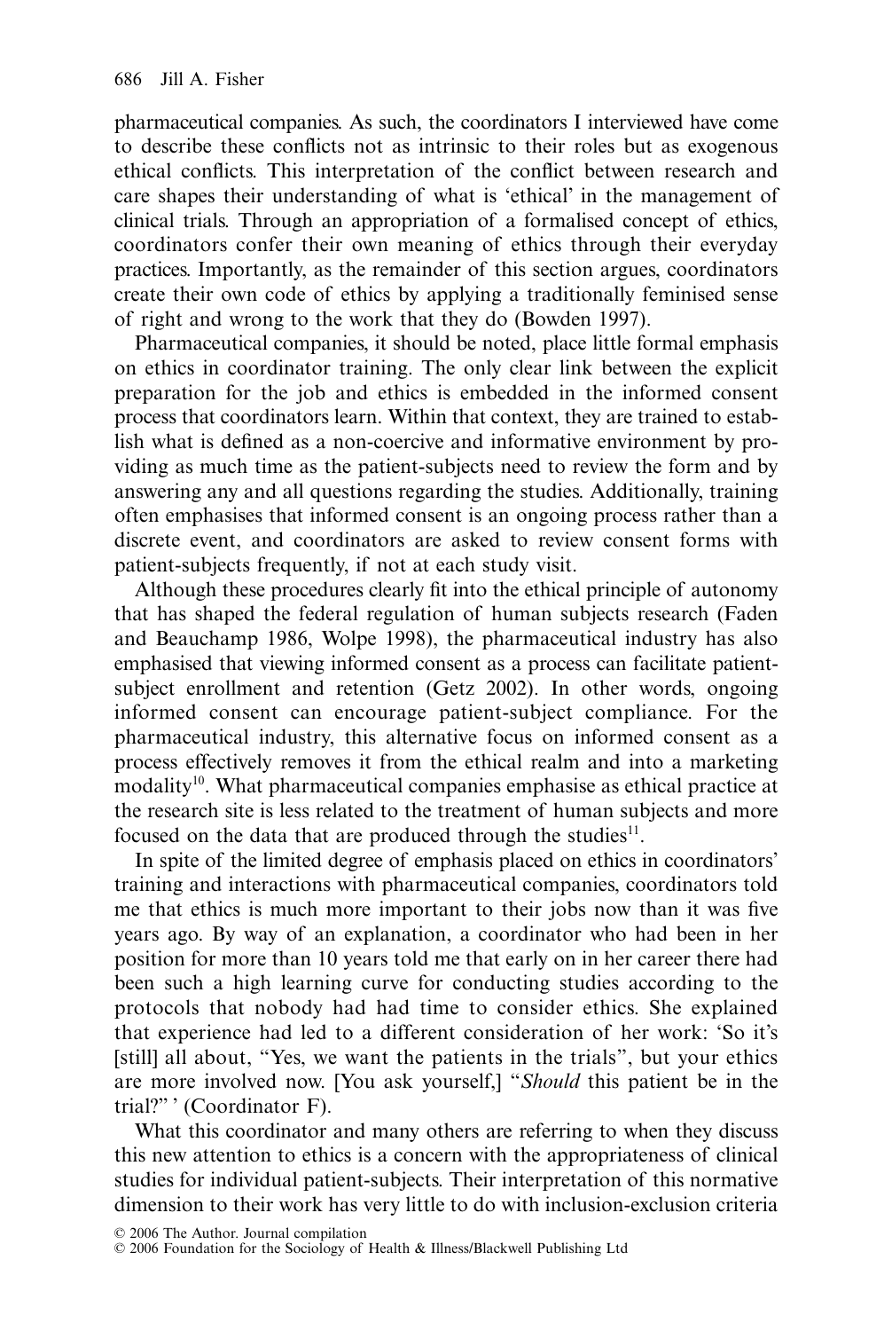pharmaceutical companies. As such, the coordinators I interviewed have come to describe these conflicts not as intrinsic to their roles but as exogenous ethical conflicts. This interpretation of the conflict between research and care shapes their understanding of what is 'ethical' in the management of clinical trials. Through an appropriation of a formalised concept of ethics, coordinators confer their own meaning of ethics through their everyday practices. Importantly, as the remainder of this section argues, coordinators create their own code of ethics by applying a traditionally feminised sense of right and wrong to the work that they do (Bowden 1997).

Pharmaceutical companies, it should be noted, place little formal emphasis on ethics in coordinator training. The only clear link between the explicit preparation for the job and ethics is embedded in the informed consent process that coordinators learn. Within that context, they are trained to establish what is defined as a non-coercive and informative environment by providing as much time as the patient-subjects need to review the form and by answering any and all questions regarding the studies. Additionally, training often emphasises that informed consent is an ongoing process rather than a discrete event, and coordinators are asked to review consent forms with patient-subjects frequently, if not at each study visit.

Although these procedures clearly fit into the ethical principle of autonomy that has shaped the federal regulation of human subjects research (Faden and Beauchamp 1986, Wolpe 1998), the pharmaceutical industry has also emphasised that viewing informed consent as a process can facilitate patient-subject enrollment and retention (Getz 2002). In other words, ongoing informed consent can encourage patient-subject compliance. For the pharmaceutical industry, this alternative focus on informed consent as a process effectively removes it from the ethical realm and into a marketing modality[10]. What pharmaceutical companies emphasise as ethical practice at the research site is less related to the treatment of human subjects and more focused on the data that are produced through the studies[11].

In spite of the limited degree of emphasis placed on ethics in coordinators' training and interactions with pharmaceutical companies, coordinators told me that ethics is much more important to their jobs now than it was five years ago. By way of an explanation, a coordinator who had been in her position for more than 10 years told me that early on in her career there had been such a high learning curve for conducting studies according to the protocols that nobody had had time to consider ethics. She explained that experience had led to a different consideration of her work: 'So it's [still] all about, "Yes, we want the patients in the trials", but your ethics are more involved now. [You ask yourself,] "*Should* this patient be in the trial?" ' (Coordinator F).

What this coordinator and many others are referring to when they discuss this new attention to ethics is a concern with the appropriateness of clinical studies for individual patient-subjects. Their interpretation of this normative dimension to their work has very little to do with inclusion-exclusion criteria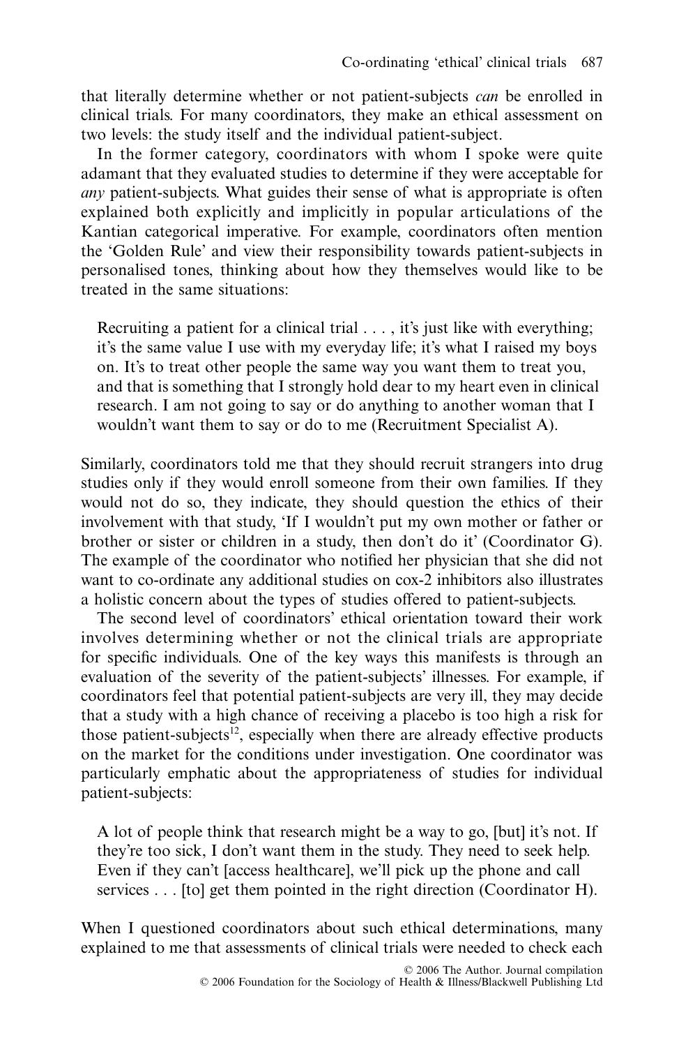that literally determine whether or not patient-subjects *can* be enrolled in clinical trials. For many coordinators, they make an ethical assessment on two levels: the study itself and the individual patient-subject.

In the former category, coordinators with whom I spoke were quite adamant that they evaluated studies to determine if they were acceptable for *any* patient-subjects. What guides their sense of what is appropriate is often explained both explicitly and implicitly in popular articulations of the Kantian categorical imperative. For example, coordinators often mention the 'Golden Rule' and view their responsibility towards patient-subjects in personalised tones, thinking about how they themselves would like to be treated in the same situations:

> Recruiting a patient for a clinical trial . . . , it's just like with everything; it's the same value I use with my everyday life; it's what I raised my boys on. It's to treat other people the same way you want them to treat you, and that is something that I strongly hold dear to my heart even in clinical research. I am not going to say or do anything to another woman that I wouldn't want them to say or do to me (Recruitment Specialist A).

Similarly, coordinators told me that they should recruit strangers into drug studies only if they would enroll someone from their own families. If they would not do so, they indicate, they should question the ethics of their involvement with that study, 'If I wouldn't put my own mother or father or brother or sister or children in a study, then don't do it' (Coordinator G). The example of the coordinator who notified her physician that she did not want to co-ordinate any additional studies on cox-2 inhibitors also illustrates a holistic concern about the types of studies offered to patient-subjects.

The second level of coordinators' ethical orientation toward their work involves determining whether or not the clinical trials are appropriate for specific individuals. One of the key ways this manifests is through an evaluation of the severity of the patient-subjects' illnesses. For example, if coordinators feel that potential patient-subjects are very ill, they may decide that a study with a high chance of receiving a placebo is too high a risk for those patient-subjects[12], especially when there are already effective products on the market for the conditions under investigation. One coordinator was particularly emphatic about the appropriateness of studies for individual patient-subjects:

> A lot of people think that research might be a way to go, [but] it's not. If they're too sick, I don't want them in the study. They need to seek help. Even if they can't [access healthcare], we'll pick up the phone and call services . . . [to] get them pointed in the right direction (Coordinator H).

When I questioned coordinators about such ethical determinations, many explained to me that assessments of clinical trials were needed to check each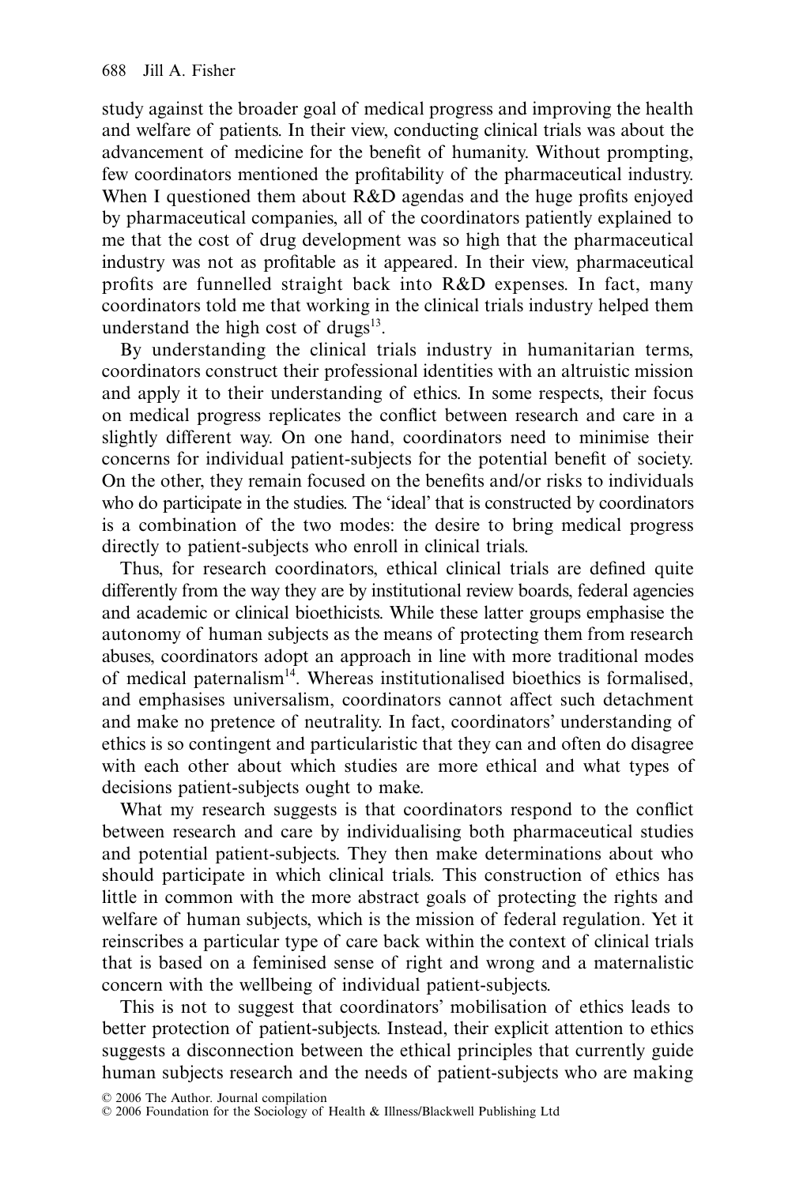study against the broader goal of medical progress and improving the health and welfare of patients. In their view, conducting clinical trials was about the advancement of medicine for the benefit of humanity. Without prompting, few coordinators mentioned the profitability of the pharmaceutical industry. When I questioned them about R&D agendas and the huge profits enjoyed by pharmaceutical companies, all of the coordinators patiently explained to me that the cost of drug development was so high that the pharmaceutical industry was not as profitable as it appeared. In their view, pharmaceutical profits are funnelled straight back into R&D expenses. In fact, many coordinators told me that working in the clinical trials industry helped them understand the high cost of drugs[13].

By understanding the clinical trials industry in humanitarian terms, coordinators construct their professional identities with an altruistic mission and apply it to their understanding of ethics. In some respects, their focus on medical progress replicates the conflict between research and care in a slightly different way. On one hand, coordinators need to minimise their concerns for individual patient-subjects for the potential benefit of society. On the other, they remain focused on the benefits and/or risks to individuals who do participate in the studies. The 'ideal' that is constructed by coordinators is a combination of the two modes: the desire to bring medical progress directly to patient-subjects who enroll in clinical trials.

Thus, for research coordinators, ethical clinical trials are defined quite differently from the way they are by institutional review boards, federal agencies and academic or clinical bioethicists. While these latter groups emphasise the autonomy of human subjects as the means of protecting them from research abuses, coordinators adopt an approach in line with more traditional modes of medical paternalism[14]. Whereas institutionalised bioethics is formalised, and emphasises universalism, coordinators cannot affect such detachment and make no pretence of neutrality. In fact, coordinators' understanding of ethics is so contingent and particularistic that they can and often do disagree with each other about which studies are more ethical and what types of decisions patient-subjects ought to make.

What my research suggests is that coordinators respond to the conflict between research and care by individualising both pharmaceutical studies and potential patient-subjects. They then make determinations about who should participate in which clinical trials. This construction of ethics has little in common with the more abstract goals of protecting the rights and welfare of human subjects, which is the mission of federal regulation. Yet it reinscribes a particular type of care back within the context of clinical trials that is based on a feminised sense of right and wrong and a maternalistic concern with the wellbeing of individual patient-subjects.

This is not to suggest that coordinators' mobilisation of ethics leads to better protection of patient-subjects. Instead, their explicit attention to ethics suggests a disconnection between the ethical principles that currently guide human subjects research and the needs of patient-subjects who are making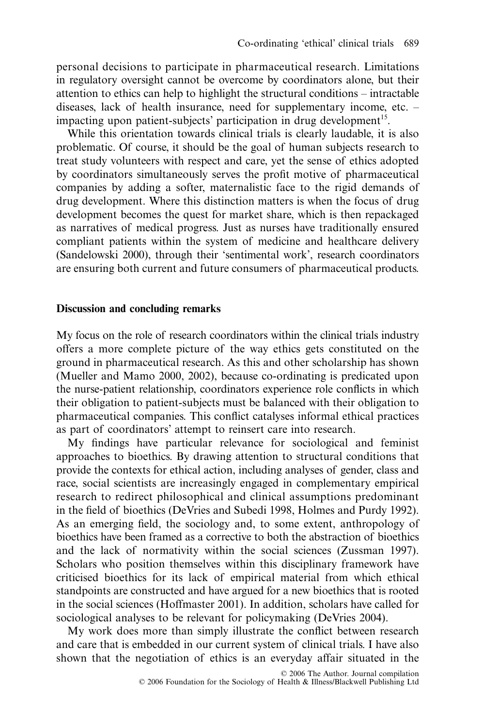personal decisions to participate in pharmaceutical research. Limitations in regulatory oversight cannot be overcome by coordinators alone, but their attention to ethics can help to highlight the structural conditions – intractable diseases, lack of health insurance, need for supplementary income, etc. – impacting upon patient-subjects' participation in drug development[15].

While this orientation towards clinical trials is clearly laudable, it is also problematic. Of course, it should be the goal of human subjects research to treat study volunteers with respect and care, yet the sense of ethics adopted by coordinators simultaneously serves the profit motive of pharmaceutical companies by adding a softer, maternalistic face to the rigid demands of drug development. Where this distinction matters is when the focus of drug development becomes the quest for market share, which is then repackaged as narratives of medical progress. Just as nurses have traditionally ensured compliant patients within the system of medicine and healthcare delivery (Sandelowski 2000), through their 'sentimental work', research coordinators are ensuring both current and future consumers of pharmaceutical products.

## Discussion and concluding remarks

My focus on the role of research coordinators within the clinical trials industry offers a more complete picture of the way ethics gets constituted on the ground in pharmaceutical research. As this and other scholarship has shown (Mueller and Mamo 2000, 2002), because co-ordinating is predicated upon the nurse-patient relationship, coordinators experience role conflicts in which their obligation to patient-subjects must be balanced with their obligation to pharmaceutical companies. This conflict catalyses informal ethical practices as part of coordinators' attempt to reinsert care into research.

My findings have particular relevance for sociological and feminist approaches to bioethics. By drawing attention to structural conditions that provide the contexts for ethical action, including analyses of gender, class and race, social scientists are increasingly engaged in complementary empirical research to redirect philosophical and clinical assumptions predominant in the field of bioethics (DeVries and Subedi 1998, Holmes and Purdy 1992). As an emerging field, the sociology and, to some extent, anthropology of bioethics have been framed as a corrective to both the abstraction of bioethics and the lack of normativity within the social sciences (Zussman 1997). Scholars who position themselves within this disciplinary framework have criticised bioethics for its lack of empirical material from which ethical standpoints are constructed and have argued for a new bioethics that is rooted in the social sciences (Hoffmaster 2001). In addition, scholars have called for sociological analyses to be relevant for policymaking (DeVries 2004).

My work does more than simply illustrate the conflict between research and care that is embedded in our current system of clinical trials. I have also shown that the negotiation of ethics is an everyday affair situated in the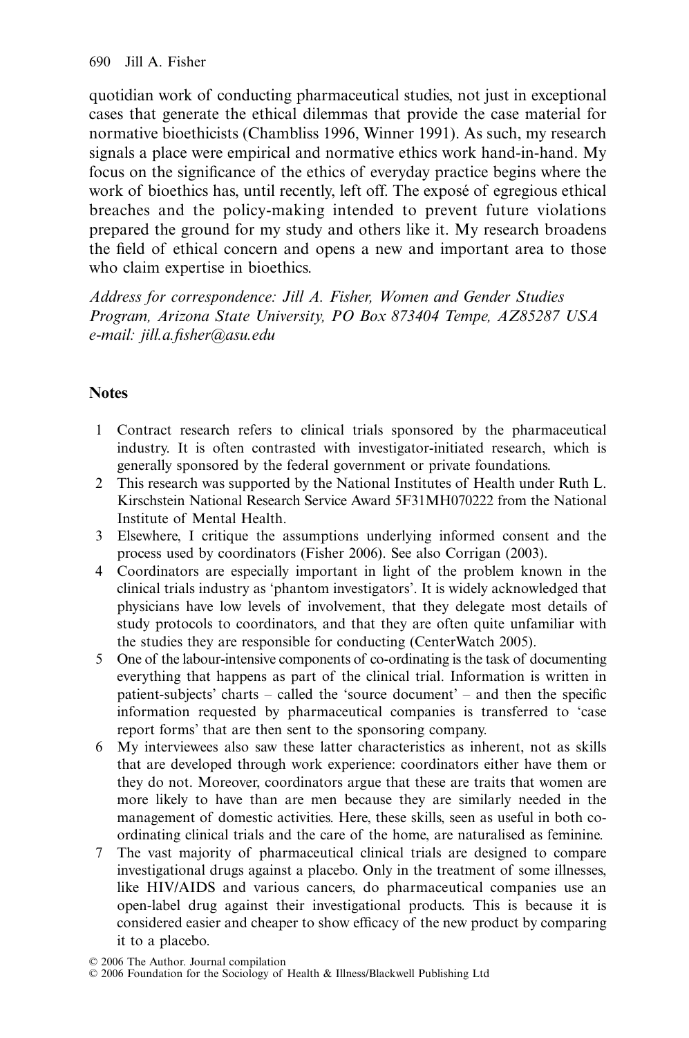quotidian work of conducting pharmaceutical studies, not just in exceptional cases that generate the ethical dilemmas that provide the case material for normative bioethicists (Chambliss 1996, Winner 1991). As such, my research signals a place were empirical and normative ethics work hand-in-hand. My focus on the significance of the ethics of everyday practice begins where the work of bioethics has, until recently, left off. The exposé of egregious ethical breaches and the policy-making intended to prevent future violations prepared the ground for my study and others like it. My research broadens the field of ethical concern and opens a new and important area to those who claim expertise in bioethics.

*Address for correspondence: Jill A. Fisher, Women and Gender Studies Program, Arizona State University, PO Box 873404 Tempe, AZ85287 USA e-mail: jill.a.fisher@asu.edu*

## Notes

1. Contract research refers to clinical trials sponsored by the pharmaceutical industry. It is often contrasted with investigator-initiated research, which is generally sponsored by the federal government or private foundations.
2. This research was supported by the National Institutes of Health under Ruth L. Kirschstein National Research Service Award 5F31MH070222 from the National Institute of Mental Health.
3. Elsewhere, I critique the assumptions underlying informed consent and the process used by coordinators (Fisher 2006). See also Corrigan (2003).
4. Coordinators are especially important in light of the problem known in the clinical trials industry as 'phantom investigators'. It is widely acknowledged that physicians have low levels of involvement, that they delegate most details of study protocols to coordinators, and that they are often quite unfamiliar with the studies they are responsible for conducting (CenterWatch 2005).
5. One of the labour-intensive components of co-ordinating is the task of documenting everything that happens as part of the clinical trial. Information is written in patient-subjects' charts – called the 'source document' – and then the specific information requested by pharmaceutical companies is transferred to 'case report forms' that are then sent to the sponsoring company.
6. My interviewees also saw these latter characteristics as inherent, not as skills that are developed through work experience: coordinators either have them or they do not. Moreover, coordinators argue that these are traits that women are more likely to have than are men because they are similarly needed in the management of domestic activities. Here, these skills, seen as useful in both co-ordinating clinical trials and the care of the home, are naturalised as feminine.
7. The vast majority of pharmaceutical clinical trials are designed to compare investigational drugs against a placebo. Only in the treatment of some illnesses, like HIV/AIDS and various cancers, do pharmaceutical companies use an open-label drug against their investigational products. This is because it is considered easier and cheaper to show efficacy of the new product by comparing it to a placebo.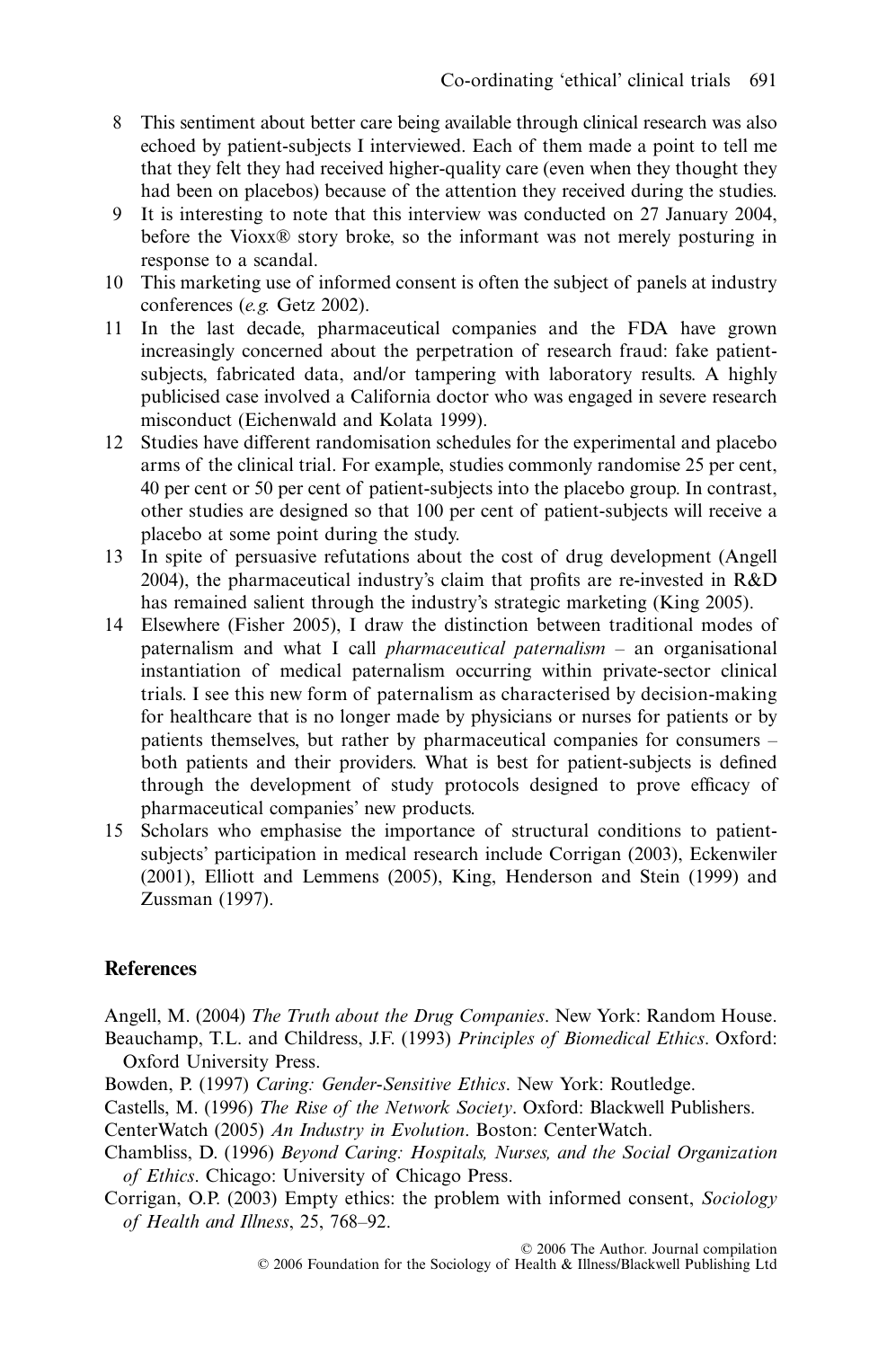8 This sentiment about better care being available through clinical research was also echoed by patient-subjects I interviewed. Each of them made a point to tell me that they felt they had received higher-quality care (even when they thought they had been on placebos) because of the attention they received during the studies.

9 It is interesting to note that this interview was conducted on 27 January 2004, before the Vioxx® story broke, so the informant was not merely posturing in response to a scandal.

10 This marketing use of informed consent is often the subject of panels at industry conferences (*e.g.* Getz 2002).

11 In the last decade, pharmaceutical companies and the FDA have grown increasingly concerned about the perpetration of research fraud: fake patient-subjects, fabricated data, and/or tampering with laboratory results. A highly publicised case involved a California doctor who was engaged in severe research misconduct (Eichenwald and Kolata 1999).

12 Studies have different randomisation schedules for the experimental and placebo arms of the clinical trial. For example, studies commonly randomise 25 per cent, 40 per cent or 50 per cent of patient-subjects into the placebo group. In contrast, other studies are designed so that 100 per cent of patient-subjects will receive a placebo at some point during the study.

13 In spite of persuasive refutations about the cost of drug development (Angell 2004), the pharmaceutical industry's claim that profits are re-invested in R&D has remained salient through the industry's strategic marketing (King 2005).

14 Elsewhere (Fisher 2005), I draw the distinction between traditional modes of paternalism and what I call *pharmaceutical paternalism* – an organisational instantiation of medical paternalism occurring within private-sector clinical trials. I see this new form of paternalism as characterised by decision-making for healthcare that is no longer made by physicians or nurses for patients or by patients themselves, but rather by pharmaceutical companies for consumers – both patients and their providers. What is best for patient-subjects is defined through the development of study protocols designed to prove efficacy of pharmaceutical companies' new products.

15 Scholars who emphasise the importance of structural conditions to patient-subjects' participation in medical research include Corrigan (2003), Eckenwiler (2001), Elliott and Lemmens (2005), King, Henderson and Stein (1999) and Zussman (1997).

## References

Angell, M. (2004) *The Truth about the Drug Companies*. New York: Random House.

Beauchamp, T.L. and Childress, J.F. (1993) *Principles of Biomedical Ethics*. Oxford: Oxford University Press.

Bowden, P. (1997) *Caring: Gender-Sensitive Ethics*. New York: Routledge.

Castells, M. (1996) *The Rise of the Network Society*. Oxford: Blackwell Publishers.

CenterWatch (2005) *An Industry in Evolution*. Boston: CenterWatch.

Chambliss, D. (1996) *Beyond Caring: Hospitals, Nurses, and the Social Organization of Ethics*. Chicago: University of Chicago Press.

Corrigan, O.P. (2003) Empty ethics: the problem with informed consent, *Sociology of Health and Illness*, 25, 768–92.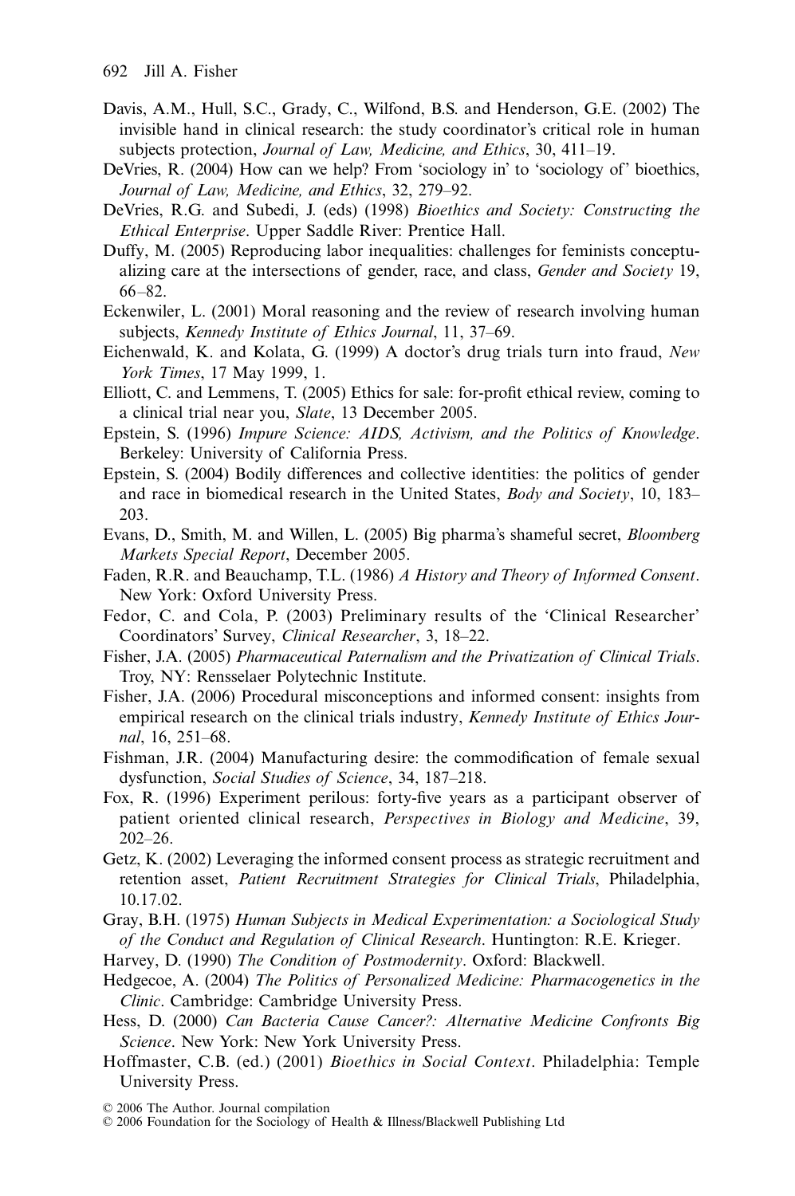Davis, A.M., Hull, S.C., Grady, C., Wilfond, B.S. and Henderson, G.E. (2002) The invisible hand in clinical research: the study coordinator's critical role in human subjects protection, *Journal of Law, Medicine, and Ethics*, 30, 411–19.

DeVries, R. (2004) How can we help? From 'sociology in' to 'sociology of' bioethics, *Journal of Law, Medicine, and Ethics*, 32, 279–92.

DeVries, R.G. and Subedi, J. (eds) (1998) *Bioethics and Society: Constructing the Ethical Enterprise*. Upper Saddle River: Prentice Hall.

Duffy, M. (2005) Reproducing labor inequalities: challenges for feminists conceptualizing care at the intersections of gender, race, and class, *Gender and Society* 19, 66–82.

Eckenwiler, L. (2001) Moral reasoning and the review of research involving human subjects, *Kennedy Institute of Ethics Journal*, 11, 37–69.

Eichenwald, K. and Kolata, G. (1999) A doctor's drug trials turn into fraud, *New York Times*, 17 May 1999, 1.

Elliott, C. and Lemmens, T. (2005) Ethics for sale: for-profit ethical review, coming to a clinical trial near you, *Slate*, 13 December 2005.

Epstein, S. (1996) *Impure Science: AIDS, Activism, and the Politics of Knowledge*. Berkeley: University of California Press.

Epstein, S. (2004) Bodily differences and collective identities: the politics of gender and race in biomedical research in the United States, *Body and Society*, 10, 183–203.

Evans, D., Smith, M. and Willen, L. (2005) Big pharma's shameful secret, *Bloomberg Markets Special Report*, December 2005.

Faden, R.R. and Beauchamp, T.L. (1986) *A History and Theory of Informed Consent*. New York: Oxford University Press.

Fedor, C. and Cola, P. (2003) Preliminary results of the 'Clinical Researcher' Coordinators' Survey, *Clinical Researcher*, 3, 18–22.

Fisher, J.A. (2005) *Pharmaceutical Paternalism and the Privatization of Clinical Trials*. Troy, NY: Rensselaer Polytechnic Institute.

Fisher, J.A. (2006) Procedural misconceptions and informed consent: insights from empirical research on the clinical trials industry, *Kennedy Institute of Ethics Journal*, 16, 251–68.

Fishman, J.R. (2004) Manufacturing desire: the commodification of female sexual dysfunction, *Social Studies of Science*, 34, 187–218.

Fox, R. (1996) Experiment perilous: forty-five years as a participant observer of patient oriented clinical research, *Perspectives in Biology and Medicine*, 39, 202–26.

Getz, K. (2002) Leveraging the informed consent process as strategic recruitment and retention asset, *Patient Recruitment Strategies for Clinical Trials*, Philadelphia, 10.17.02.

Gray, B.H. (1975) *Human Subjects in Medical Experimentation: a Sociological Study of the Conduct and Regulation of Clinical Research*. Huntington: R.E. Krieger.

Harvey, D. (1990) *The Condition of Postmodernity*. Oxford: Blackwell.

Hedgecoe, A. (2004) *The Politics of Personalized Medicine: Pharmacogenetics in the Clinic*. Cambridge: Cambridge University Press.

Hess, D. (2000) *Can Bacteria Cause Cancer?: Alternative Medicine Confronts Big Science*. New York: New York University Press.

Hoffmaster, C.B. (ed.) (2001) *Bioethics in Social Context*. Philadelphia: Temple University Press.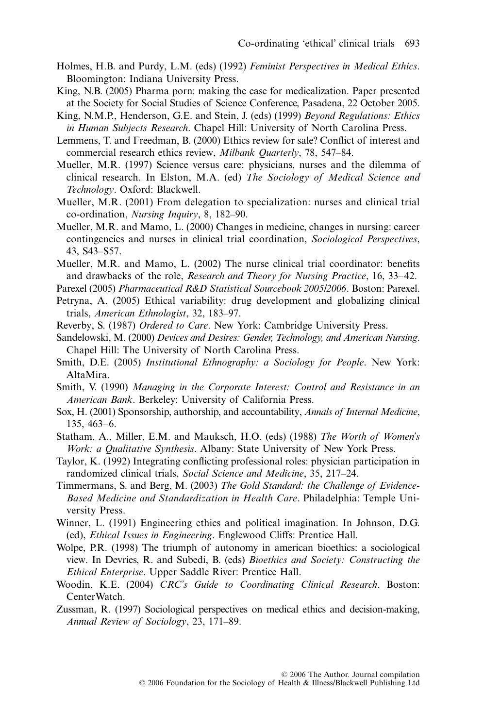Holmes, H.B. and Purdy, L.M. (eds) (1992) *Feminist Perspectives in Medical Ethics*. Bloomington: Indiana University Press.

King, N.B. (2005) Pharma porn: making the case for medicalization. Paper presented at the Society for Social Studies of Science Conference, Pasadena, 22 October 2005.

King, N.M.P., Henderson, G.E. and Stein, J. (eds) (1999) *Beyond Regulations: Ethics in Human Subjects Research*. Chapel Hill: University of North Carolina Press.

Lemmens, T. and Freedman, B. (2000) Ethics review for sale? Conflict of interest and commercial research ethics review, *Milbank Quarterly*, 78, 547–84.

Mueller, M.R. (1997) Science versus care: physicians, nurses and the dilemma of clinical research. In Elston, M.A. (ed) *The Sociology of Medical Science and Technology*. Oxford: Blackwell.

Mueller, M.R. (2001) From delegation to specialization: nurses and clinical trial co-ordination, *Nursing Inquiry*, 8, 182–90.

Mueller, M.R. and Mamo, L. (2000) Changes in medicine, changes in nursing: career contingencies and nurses in clinical trial coordination, *Sociological Perspectives*, 43, S43–S57.

Mueller, M.R. and Mamo, L. (2002) The nurse clinical trial coordinator: benefits and drawbacks of the role, *Research and Theory for Nursing Practice*, 16, 33–42.

Parexel (2005) *Pharmaceutical R&D Statistical Sourcebook 2005/2006*. Boston: Parexel.

Petryna, A. (2005) Ethical variability: drug development and globalizing clinical trials, *American Ethnologist*, 32, 183–97.

Reverby, S. (1987) *Ordered to Care*. New York: Cambridge University Press.

Sandelowski, M. (2000) *Devices and Desires: Gender, Technology, and American Nursing*. Chapel Hill: The University of North Carolina Press.

Smith, D.E. (2005) *Institutional Ethnography: a Sociology for People*. New York: AltaMira.

Smith, V. (1990) *Managing in the Corporate Interest: Control and Resistance in an American Bank*. Berkeley: University of California Press.

Sox, H. (2001) Sponsorship, authorship, and accountability, *Annals of Internal Medicine*, 135, 463–6.

Statham, A., Miller, E.M. and Mauksch, H.O. (eds) (1988) *The Worth of Women's Work: a Qualitative Synthesis*. Albany: State University of New York Press.

Taylor, K. (1992) Integrating conflicting professional roles: physician participation in randomized clinical trials, *Social Science and Medicine*, 35, 217–24.

Timmermans, S. and Berg, M. (2003) *The Gold Standard: the Challenge of Evidence-Based Medicine and Standardization in Health Care*. Philadelphia: Temple University Press.

Winner, L. (1991) Engineering ethics and political imagination. In Johnson, D.G. (ed), *Ethical Issues in Engineering*. Englewood Cliffs: Prentice Hall.

Wolpe, P.R. (1998) The triumph of autonomy in american bioethics: a sociological view. In Devries, R. and Subedi, B. (eds) *Bioethics and Society: Constructing the Ethical Enterprise*. Upper Saddle River: Prentice Hall.

Woodin, K.E. (2004) *CRC's Guide to Coordinating Clinical Research*. Boston: CenterWatch.

Zussman, R. (1997) Sociological perspectives on medical ethics and decision-making, *Annual Review of Sociology*, 23, 171–89.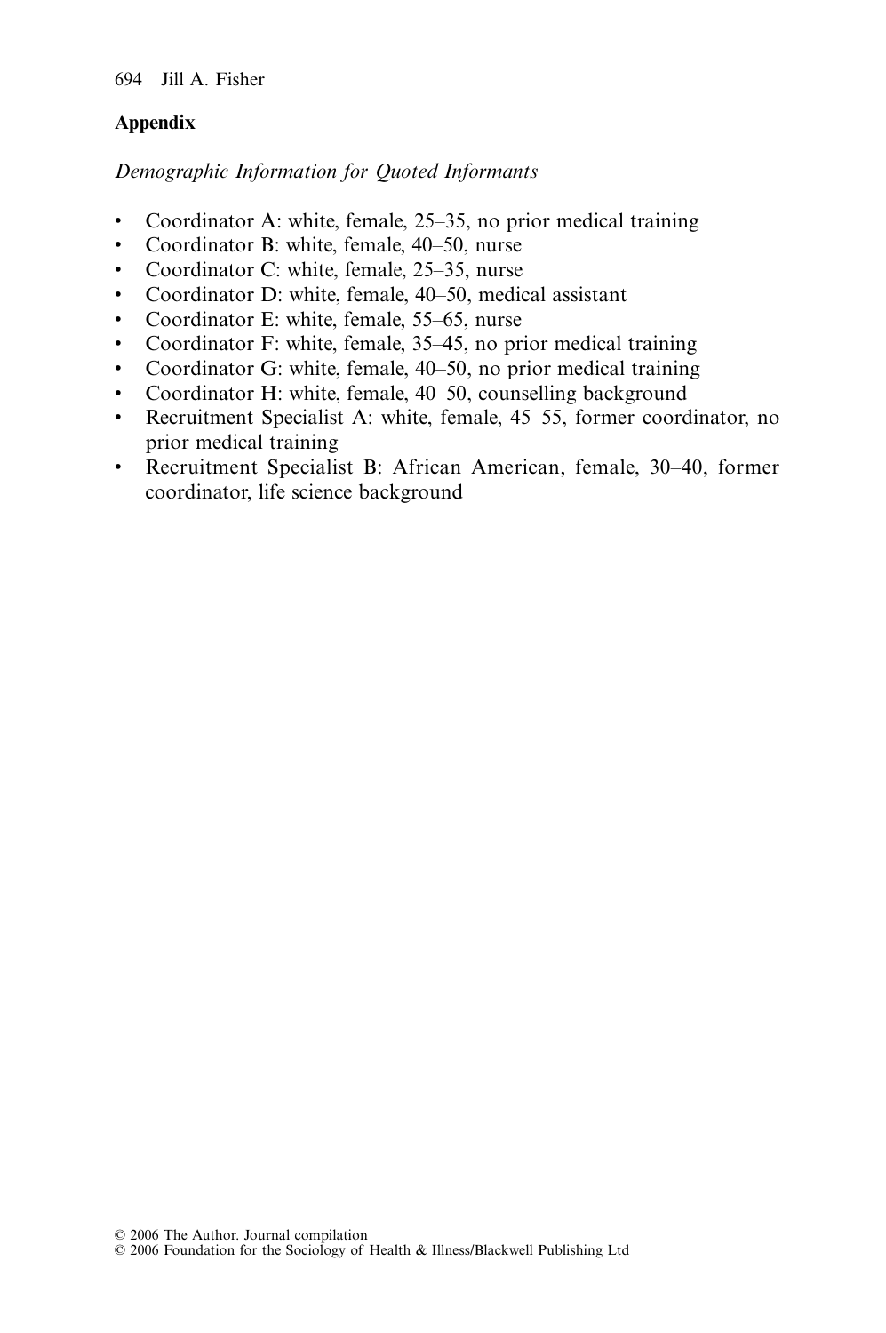## Appendix

*Demographic Information for Quoted Informants*

- Coordinator A: white, female, 25–35, no prior medical training
- Coordinator B: white, female, 40–50, nurse
- Coordinator C: white, female, 25–35, nurse
- Coordinator D: white, female, 40–50, medical assistant
- Coordinator E: white, female, 55–65, nurse
- Coordinator F: white, female, 35–45, no prior medical training
- Coordinator G: white, female, 40–50, no prior medical training
- Coordinator H: white, female, 40–50, counselling background
- Recruitment Specialist A: white, female, 45–55, former coordinator, no prior medical training
- Recruitment Specialist B: African American, female, 30–40, former coordinator, life science background